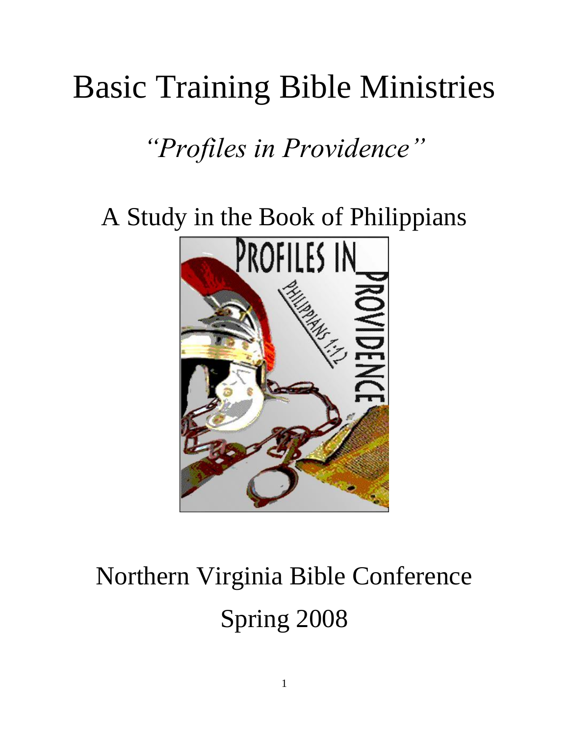# Basic Training Bible Ministries

## *"Profiles in Providence"*

## A Study in the Book of Philippians

# Northern Virginia Bible Conference

# Spring 2008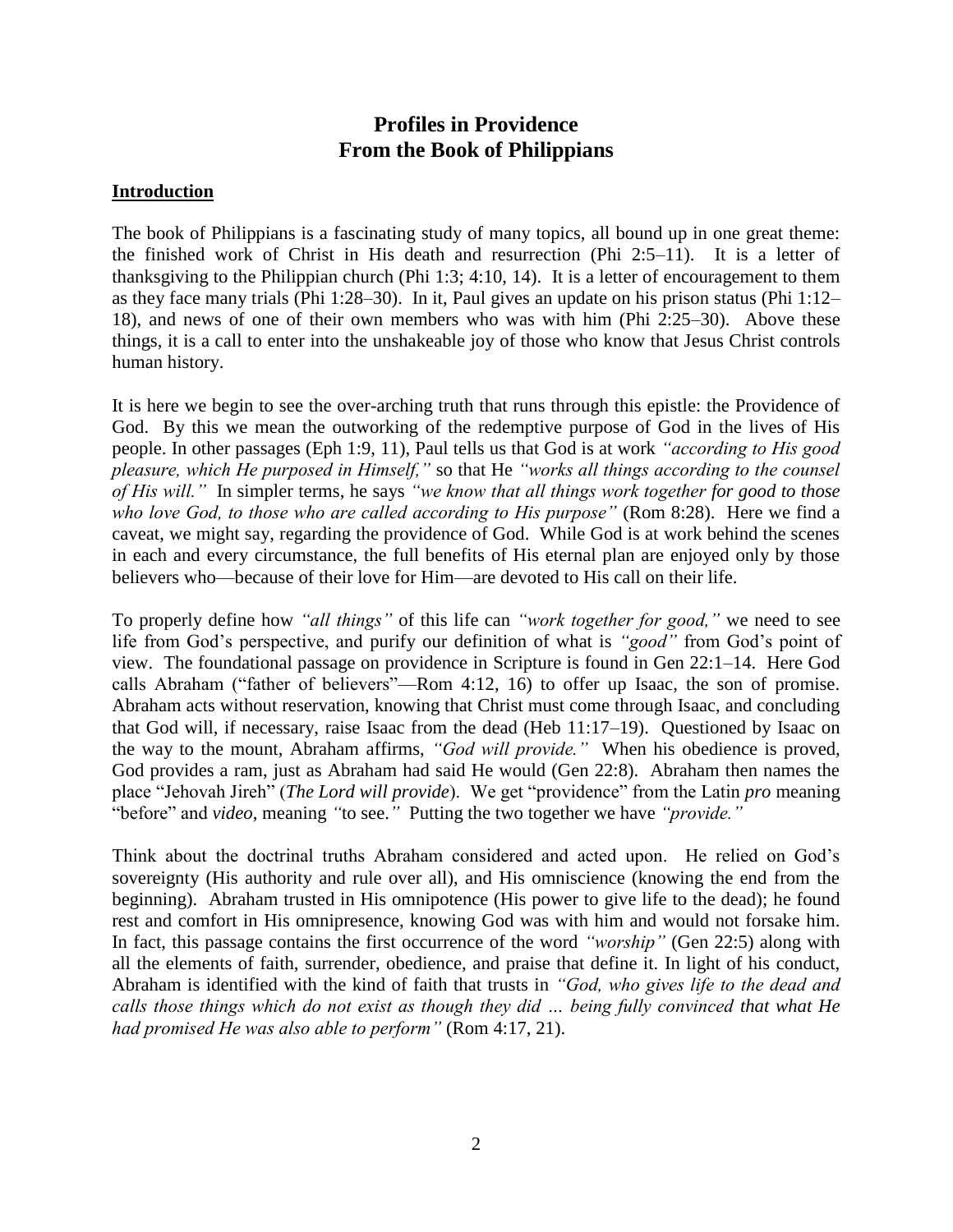# Profiles in Providence
# From the Book of Philippians

**Introduction**

The book of Philippians is a fascinating study of many topics, all bound up in one great theme: the finished work of Christ in His death and resurrection (Phi 2:5–11). It is a letter of thanksgiving to the Philippian church (Phi 1:3; 4:10, 14). It is a letter of encouragement to them as they face many trials (Phi 1:28–30). In it, Paul gives an update on his prison status (Phi 1:12–18), and news of one of their own members who was with him (Phi 2:25–30). Above these things, it is a call to enter into the unshakeable joy of those who know that Jesus Christ controls human history.

It is here we begin to see the over-arching truth that runs through this epistle: the Providence of God. By this we mean the outworking of the redemptive purpose of God in the lives of His people. In other passages (Eph 1:9, 11), Paul tells us that God is at work *"according to His good pleasure, which He purposed in Himself,"* so that He *"works all things according to the counsel of His will."* In simpler terms, he says *"we know that all things work together for good to those who love God, to those who are called according to His purpose"* (Rom 8:28). Here we find a caveat, we might say, regarding the providence of God. While God is at work behind the scenes in each and every circumstance, the full benefits of His eternal plan are enjoyed only by those believers who—because of their love for Him—are devoted to His call on their life.

To properly define how *"all things"* of this life can *"work together for good,"* we need to see life from God's perspective, and purify our definition of what is *"good"* from God's point of view. The foundational passage on providence in Scripture is found in Gen 22:1–14. Here God calls Abraham ("father of believers"—Rom 4:12, 16) to offer up Isaac, the son of promise. Abraham acts without reservation, knowing that Christ must come through Isaac, and concluding that God will, if necessary, raise Isaac from the dead (Heb 11:17–19). Questioned by Isaac on the way to the mount, Abraham affirms, *"God will provide."* When his obedience is proved, God provides a ram, just as Abraham had said He would (Gen 22:8). Abraham then names the place "Jehovah Jireh" (*The Lord will provide*). We get "providence" from the Latin *pro* meaning "before" and *video*, meaning *"*to see.*"* Putting the two together we have *"provide."*

Think about the doctrinal truths Abraham considered and acted upon. He relied on God's sovereignty (His authority and rule over all), and His omniscience (knowing the end from the beginning). Abraham trusted in His omnipotence (His power to give life to the dead); he found rest and comfort in His omnipresence, knowing God was with him and would not forsake him. In fact, this passage contains the first occurrence of the word *"worship"* (Gen 22:5) along with all the elements of faith, surrender, obedience, and praise that define it. In light of his conduct, Abraham is identified with the kind of faith that trusts in *"God, who gives life to the dead and calls those things which do not exist as though they did ... being fully convinced that what He had promised He was also able to perform"* (Rom 4:17, 21).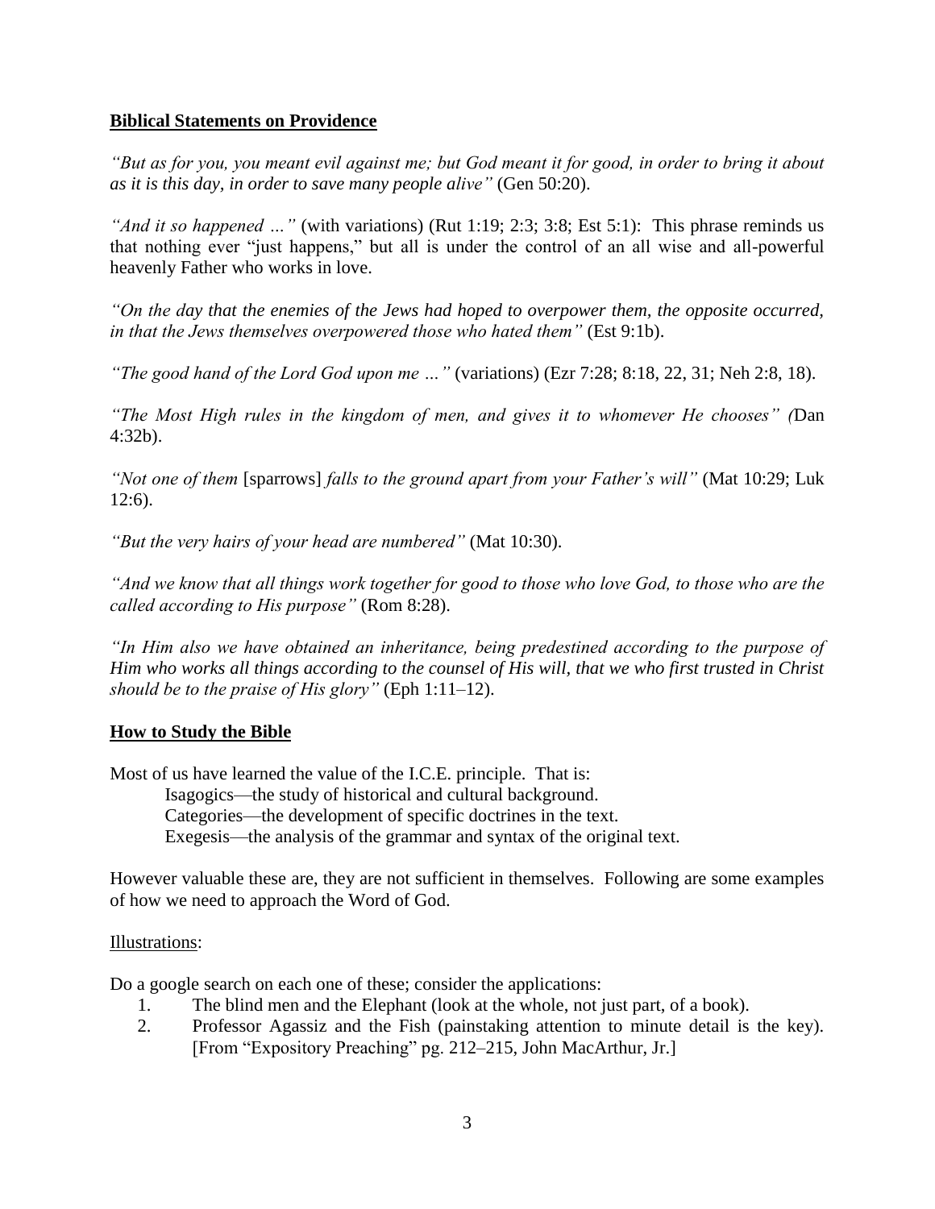## Biblical Statements on Providence

*"But as for you, you meant evil against me; but God meant it for good, in order to bring it about as it is this day, in order to save many people alive"* (Gen 50:20).

*"And it so happened …"* (with variations) (Rut 1:19; 2:3; 3:8; Est 5:1): This phrase reminds us that nothing ever "just happens," but all is under the control of an all wise and all-powerful heavenly Father who works in love.

*"On the day that the enemies of the Jews had hoped to overpower them, the opposite occurred, in that the Jews themselves overpowered those who hated them"* (Est 9:1b).

*"The good hand of the Lord God upon me …"* (variations) (Ezr 7:28; 8:18, 22, 31; Neh 2:8, 18).

*"The Most High rules in the kingdom of men, and gives it to whomever He chooses" (*Dan 4:32b).

*"Not one of them* [sparrows] *falls to the ground apart from your Father's will"* (Mat 10:29; Luk 12:6).

*"But the very hairs of your head are numbered"* (Mat 10:30).

*"And we know that all things work together for good to those who love God, to those who are the called according to His purpose"* (Rom 8:28).

*"In Him also we have obtained an inheritance, being predestined according to the purpose of Him who works all things according to the counsel of His will, that we who first trusted in Christ should be to the praise of His glory"* (Eph 1:11–12).

## How to Study the Bible

Most of us have learned the value of the I.C.E. principle. That is:

Isagogics—the study of historical and cultural background.
Categories—the development of specific doctrines in the text.
Exegesis—the analysis of the grammar and syntax of the original text.

However valuable these are, they are not sufficient in themselves. Following are some examples of how we need to approach the Word of God.

Illustrations:

Do a google search on each one of these; consider the applications:

1. The blind men and the Elephant (look at the whole, not just part, of a book).
2. Professor Agassiz and the Fish (painstaking attention to minute detail is the key). [From "Expository Preaching" pg. 212–215, John MacArthur, Jr.]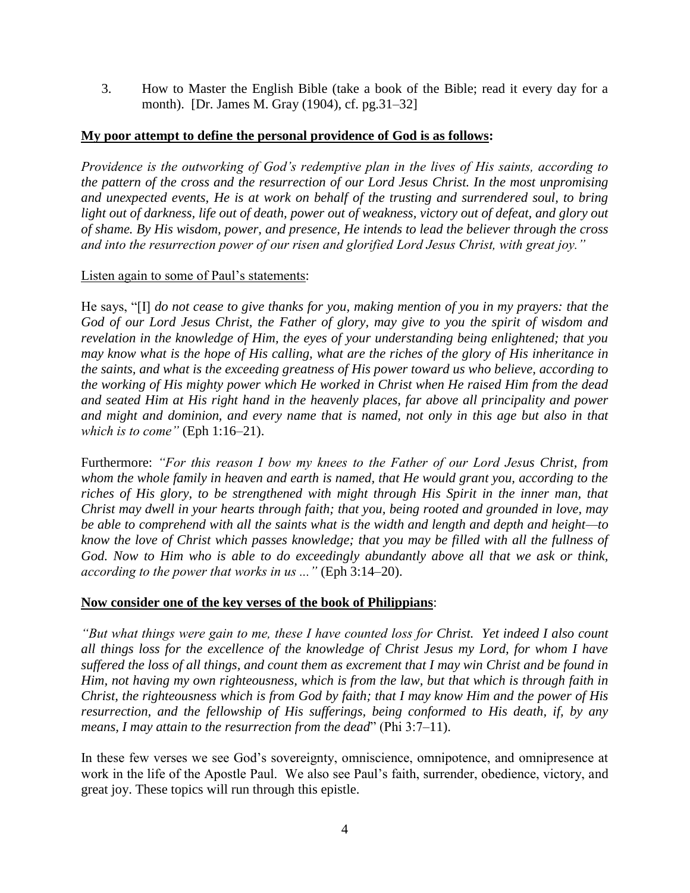3. How to Master the English Bible (take a book of the Bible; read it every day for a month). [Dr. James M. Gray (1904), cf. pg.31–32]

**My poor attempt to define the personal providence of God is as follows:**

*Providence is the outworking of God's redemptive plan in the lives of His saints, according to the pattern of the cross and the resurrection of our Lord Jesus Christ. In the most unpromising and unexpected events, He is at work on behalf of the trusting and surrendered soul, to bring light out of darkness, life out of death, power out of weakness, victory out of defeat, and glory out of shame. By His wisdom, power, and presence, He intends to lead the believer through the cross and into the resurrection power of our risen and glorified Lord Jesus Christ, with great joy."*

Listen again to some of Paul's statements:

He says, "[I] *do not cease to give thanks for you, making mention of you in my prayers: that the God of our Lord Jesus Christ, the Father of glory, may give to you the spirit of wisdom and revelation in the knowledge of Him, the eyes of your understanding being enlightened; that you may know what is the hope of His calling, what are the riches of the glory of His inheritance in the saints, and what is the exceeding greatness of His power toward us who believe, according to the working of His mighty power which He worked in Christ when He raised Him from the dead and seated Him at His right hand in the heavenly places, far above all principality and power and might and dominion, and every name that is named, not only in this age but also in that which is to come"* (Eph 1:16–21).

Furthermore: *"For this reason I bow my knees to the Father of our Lord Jesus Christ, from whom the whole family in heaven and earth is named, that He would grant you, according to the riches of His glory, to be strengthened with might through His Spirit in the inner man, that Christ may dwell in your hearts through faith; that you, being rooted and grounded in love, may be able to comprehend with all the saints what is the width and length and depth and height—to know the love of Christ which passes knowledge; that you may be filled with all the fullness of God. Now to Him who is able to do exceedingly abundantly above all that we ask or think, according to the power that works in us ..."* (Eph 3:14–20).

**Now consider one of the key verses of the book of Philippians**:

*"But what things were gain to me, these I have counted loss for Christ. Yet indeed I also count all things loss for the excellence of the knowledge of Christ Jesus my Lord, for whom I have suffered the loss of all things, and count them as excrement that I may win Christ and be found in Him, not having my own righteousness, which is from the law, but that which is through faith in Christ, the righteousness which is from God by faith; that I may know Him and the power of His resurrection, and the fellowship of His sufferings, being conformed to His death, if, by any means, I may attain to the resurrection from the dead*" (Phi 3:7–11).

In these few verses we see God's sovereignty, omniscience, omnipotence, and omnipresence at work in the life of the Apostle Paul. We also see Paul's faith, surrender, obedience, victory, and great joy. These topics will run through this epistle.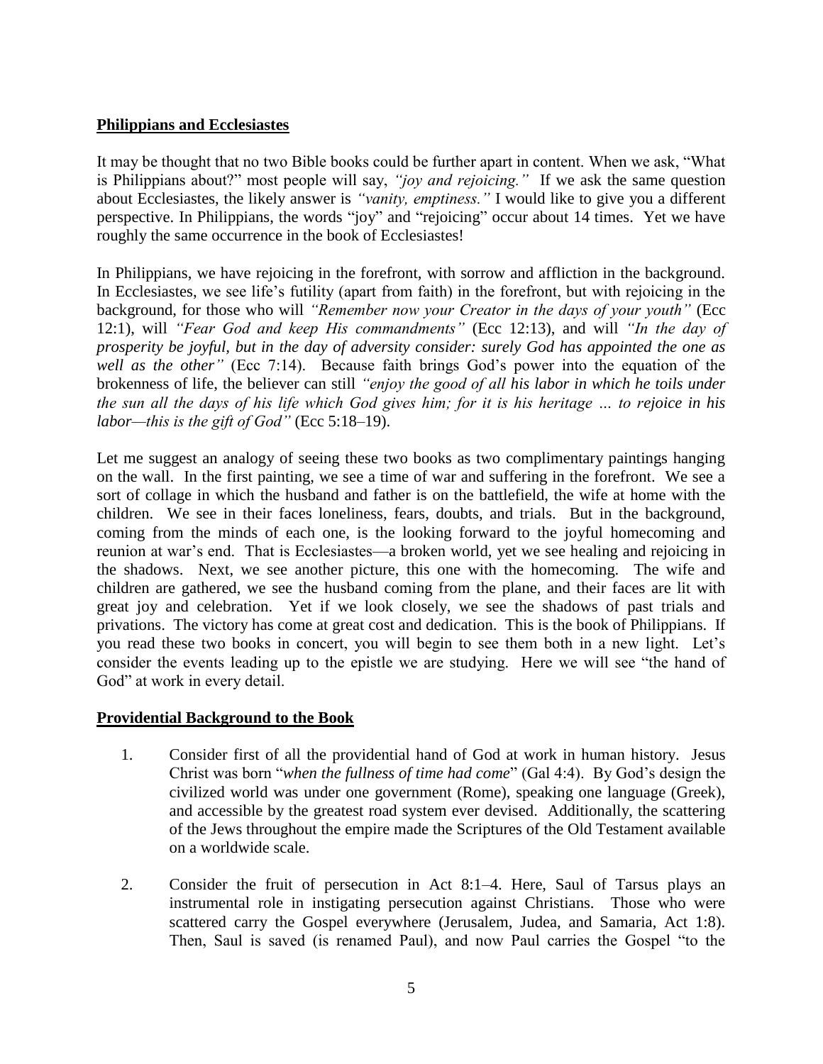**Philippians and Ecclesiastes**

It may be thought that no two Bible books could be further apart in content. When we ask, "What is Philippians about?" most people will say, *"joy and rejoicing."* If we ask the same question about Ecclesiastes, the likely answer is *"vanity, emptiness."* I would like to give you a different perspective. In Philippians, the words "joy" and "rejoicing" occur about 14 times. Yet we have roughly the same occurrence in the book of Ecclesiastes!

In Philippians, we have rejoicing in the forefront, with sorrow and affliction in the background. In Ecclesiastes, we see life's futility (apart from faith) in the forefront, but with rejoicing in the background, for those who will *"Remember now your Creator in the days of your youth"* (Ecc 12:1), will *"Fear God and keep His commandments"* (Ecc 12:13), and will *"In the day of prosperity be joyful, but in the day of adversity consider: surely God has appointed the one as well as the other"* (Ecc 7:14). Because faith brings God's power into the equation of the brokenness of life, the believer can still *"enjoy the good of all his labor in which he toils under the sun all the days of his life which God gives him; for it is his heritage … to rejoice in his labor—this is the gift of God"* (Ecc 5:18–19).

Let me suggest an analogy of seeing these two books as two complimentary paintings hanging on the wall. In the first painting, we see a time of war and suffering in the forefront. We see a sort of collage in which the husband and father is on the battlefield, the wife at home with the children. We see in their faces loneliness, fears, doubts, and trials. But in the background, coming from the minds of each one, is the looking forward to the joyful homecoming and reunion at war's end. That is Ecclesiastes—a broken world, yet we see healing and rejoicing in the shadows. Next, we see another picture, this one with the homecoming. The wife and children are gathered, we see the husband coming from the plane, and their faces are lit with great joy and celebration. Yet if we look closely, we see the shadows of past trials and privations. The victory has come at great cost and dedication. This is the book of Philippians. If you read these two books in concert, you will begin to see them both in a new light. Let's consider the events leading up to the epistle we are studying. Here we will see "the hand of God" at work in every detail.

**Providential Background to the Book**

1. Consider first of all the providential hand of God at work in human history. Jesus Christ was born "*when the fullness of time had come*" (Gal 4:4). By God's design the civilized world was under one government (Rome), speaking one language (Greek), and accessible by the greatest road system ever devised. Additionally, the scattering of the Jews throughout the empire made the Scriptures of the Old Testament available on a worldwide scale.

2. Consider the fruit of persecution in Act 8:1–4. Here, Saul of Tarsus plays an instrumental role in instigating persecution against Christians. Those who were scattered carry the Gospel everywhere (Jerusalem, Judea, and Samaria, Act 1:8). Then, Saul is saved (is renamed Paul), and now Paul carries the Gospel "to the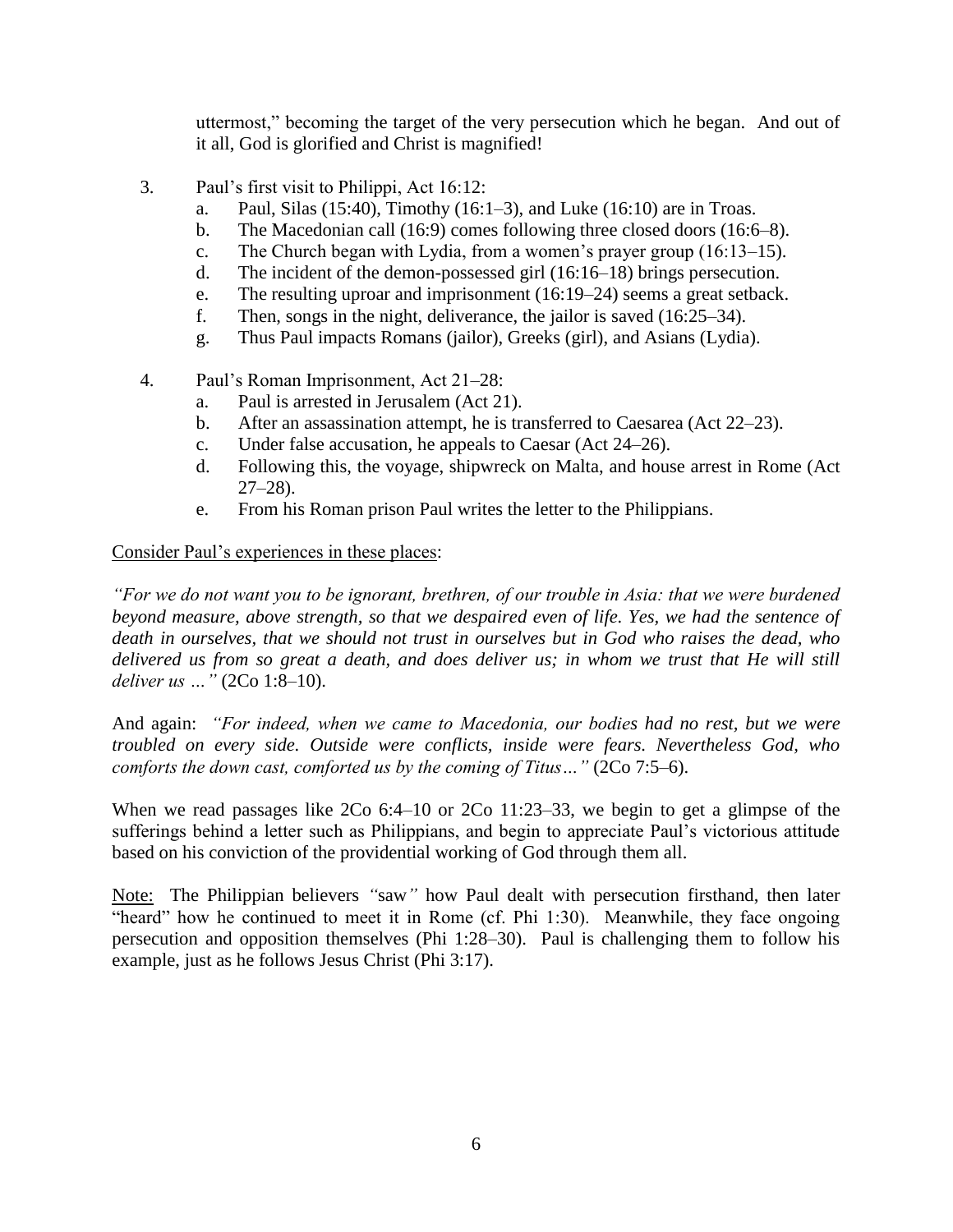uttermost," becoming the target of the very persecution which he began. And out of it all, God is glorified and Christ is magnified!

3. Paul's first visit to Philippi, Act 16:12:
   a. Paul, Silas (15:40), Timothy (16:1–3), and Luke (16:10) are in Troas.
   b. The Macedonian call (16:9) comes following three closed doors (16:6–8).
   c. The Church began with Lydia, from a women's prayer group (16:13–15).
   d. The incident of the demon-possessed girl (16:16–18) brings persecution.
   e. The resulting uproar and imprisonment (16:19–24) seems a great setback.
   f. Then, songs in the night, deliverance, the jailor is saved (16:25–34).
   g. Thus Paul impacts Romans (jailor), Greeks (girl), and Asians (Lydia).

4. Paul's Roman Imprisonment, Act 21–28:
   a. Paul is arrested in Jerusalem (Act 21).
   b. After an assassination attempt, he is transferred to Caesarea (Act 22–23).
   c. Under false accusation, he appeals to Caesar (Act 24–26).
   d. Following this, the voyage, shipwreck on Malta, and house arrest in Rome (Act 27–28).
   e. From his Roman prison Paul writes the letter to the Philippians.

<u>Consider Paul's experiences in these places</u>:

*"For we do not want you to be ignorant, brethren, of our trouble in Asia: that we were burdened beyond measure, above strength, so that we despaired even of life. Yes, we had the sentence of death in ourselves, that we should not trust in ourselves but in God who raises the dead, who delivered us from so great a death, and does deliver us; in whom we trust that He will still deliver us …"* (2Co 1:8–10).

And again: *"For indeed, when we came to Macedonia, our bodies had no rest, but we were troubled on every side. Outside were conflicts, inside were fears. Nevertheless God, who comforts the down cast, comforted us by the coming of Titus…"* (2Co 7:5–6).

When we read passages like 2Co 6:4–10 or 2Co 11:23–33, we begin to get a glimpse of the sufferings behind a letter such as Philippians, and begin to appreciate Paul's victorious attitude based on his conviction of the providential working of God through them all.

<u>Note:</u> The Philippian believers *"*saw*"* how Paul dealt with persecution firsthand, then later "heard" how he continued to meet it in Rome (cf. Phi 1:30). Meanwhile, they face ongoing persecution and opposition themselves (Phi 1:28–30). Paul is challenging them to follow his example, just as he follows Jesus Christ (Phi 3:17).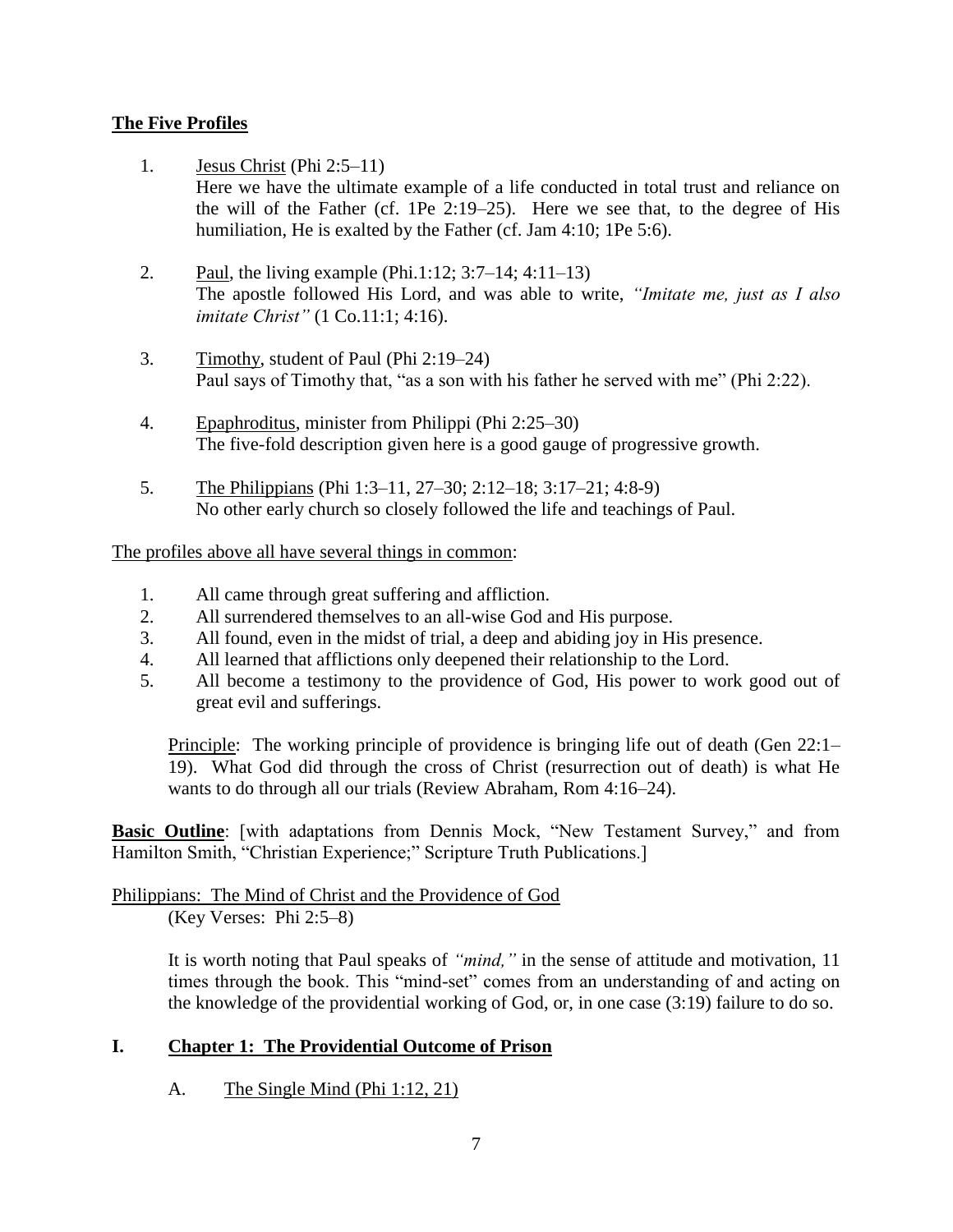**The Five Profiles**

1. Jesus Christ (Phi 2:5–11)
   Here we have the ultimate example of a life conducted in total trust and reliance on the will of the Father (cf. 1Pe 2:19–25). Here we see that, to the degree of His humiliation, He is exalted by the Father (cf. Jam 4:10; 1Pe 5:6).

2. Paul, the living example (Phi.1:12; 3:7–14; 4:11–13)
   The apostle followed His Lord, and was able to write, *"Imitate me, just as I also imitate Christ"* (1 Co.11:1; 4:16).

3. Timothy, student of Paul (Phi 2:19–24)
   Paul says of Timothy that, "as a son with his father he served with me" (Phi 2:22).

4. Epaphroditus, minister from Philippi (Phi 2:25–30)
   The five-fold description given here is a good gauge of progressive growth.

5. The Philippians (Phi 1:3–11, 27–30; 2:12–18; 3:17–21; 4:8-9)
   No other early church so closely followed the life and teachings of Paul.

The profiles above all have several things in common:

1. All came through great suffering and affliction.
2. All surrendered themselves to an all-wise God and His purpose.
3. All found, even in the midst of trial, a deep and abiding joy in His presence.
4. All learned that afflictions only deepened their relationship to the Lord.
5. All become a testimony to the providence of God, His power to work good out of great evil and sufferings.

   Principle: The working principle of providence is bringing life out of death (Gen 22:1–19). What God did through the cross of Christ (resurrection out of death) is what He wants to do through all our trials (Review Abraham, Rom 4:16–24).

**Basic Outline**: [with adaptations from Dennis Mock, "New Testament Survey," and from Hamilton Smith, "Christian Experience;" Scripture Truth Publications.]

Philippians: The Mind of Christ and the Providence of God
(Key Verses: Phi 2:5–8)

It is worth noting that Paul speaks of *"mind,"* in the sense of attitude and motivation, 11 times through the book. This "mind-set" comes from an understanding of and acting on the knowledge of the providential working of God, or, in one case (3:19) failure to do so.

## I. Chapter 1: The Providential Outcome of Prison

A. The Single Mind (Phi 1:12, 21)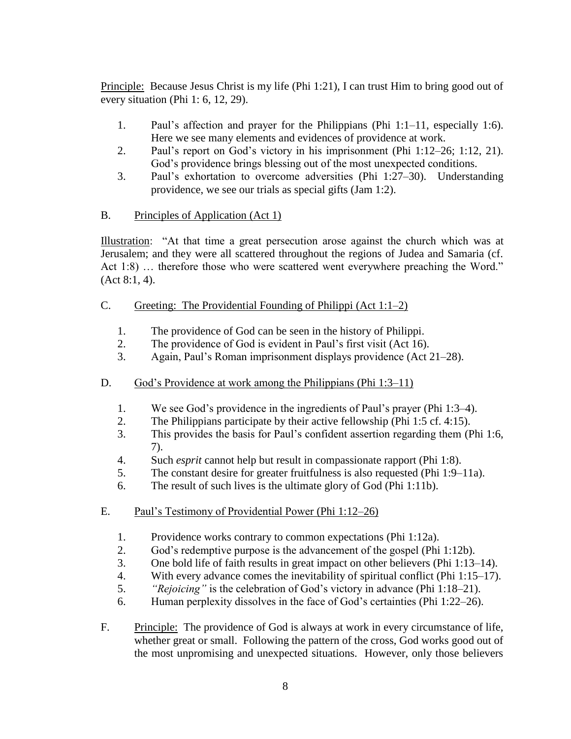<u>Principle:</u> Because Jesus Christ is my life (Phi 1:21), I can trust Him to bring good out of every situation (Phi 1: 6, 12, 29).

1. Paul's affection and prayer for the Philippians (Phi 1:1–11, especially 1:6). Here we see many elements and evidences of providence at work.
2. Paul's report on God's victory in his imprisonment (Phi 1:12–26; 1:12, 21). God's providence brings blessing out of the most unexpected conditions.
3. Paul's exhortation to overcome adversities (Phi 1:27–30). Understanding providence, we see our trials as special gifts (Jam 1:2).

B. <u>Principles of Application (Act 1)</u>

<u>Illustration</u>: "At that time a great persecution arose against the church which was at Jerusalem; and they were all scattered throughout the regions of Judea and Samaria (cf. Act 1:8) … therefore those who were scattered went everywhere preaching the Word." (Act 8:1, 4).

C. <u>Greeting: The Providential Founding of Philippi (Act 1:1–2)</u>

1. The providence of God can be seen in the history of Philippi.
2. The providence of God is evident in Paul's first visit (Act 16).
3. Again, Paul's Roman imprisonment displays providence (Act 21–28).

D. <u>God's Providence at work among the Philippians (Phi 1:3–11)</u>

1. We see God's providence in the ingredients of Paul's prayer (Phi 1:3–4).
2. The Philippians participate by their active fellowship (Phi 1:5 cf. 4:15).
3. This provides the basis for Paul's confident assertion regarding them (Phi 1:6, 7).
4. Such *esprit* cannot help but result in compassionate rapport (Phi 1:8).
5. The constant desire for greater fruitfulness is also requested (Phi 1:9–11a).
6. The result of such lives is the ultimate glory of God (Phi 1:11b).

E. <u>Paul's Testimony of Providential Power (Phi 1:12–26)</u>

1. Providence works contrary to common expectations (Phi 1:12a).
2. God's redemptive purpose is the advancement of the gospel (Phi 1:12b).
3. One bold life of faith results in great impact on other believers (Phi 1:13–14).
4. With every advance comes the inevitability of spiritual conflict (Phi 1:15–17).
5. *"Rejoicing"* is the celebration of God's victory in advance (Phi 1:18–21).
6. Human perplexity dissolves in the face of God's certainties (Phi 1:22–26).

F. <u>Principle:</u> The providence of God is always at work in every circumstance of life, whether great or small. Following the pattern of the cross, God works good out of the most unpromising and unexpected situations. However, only those believers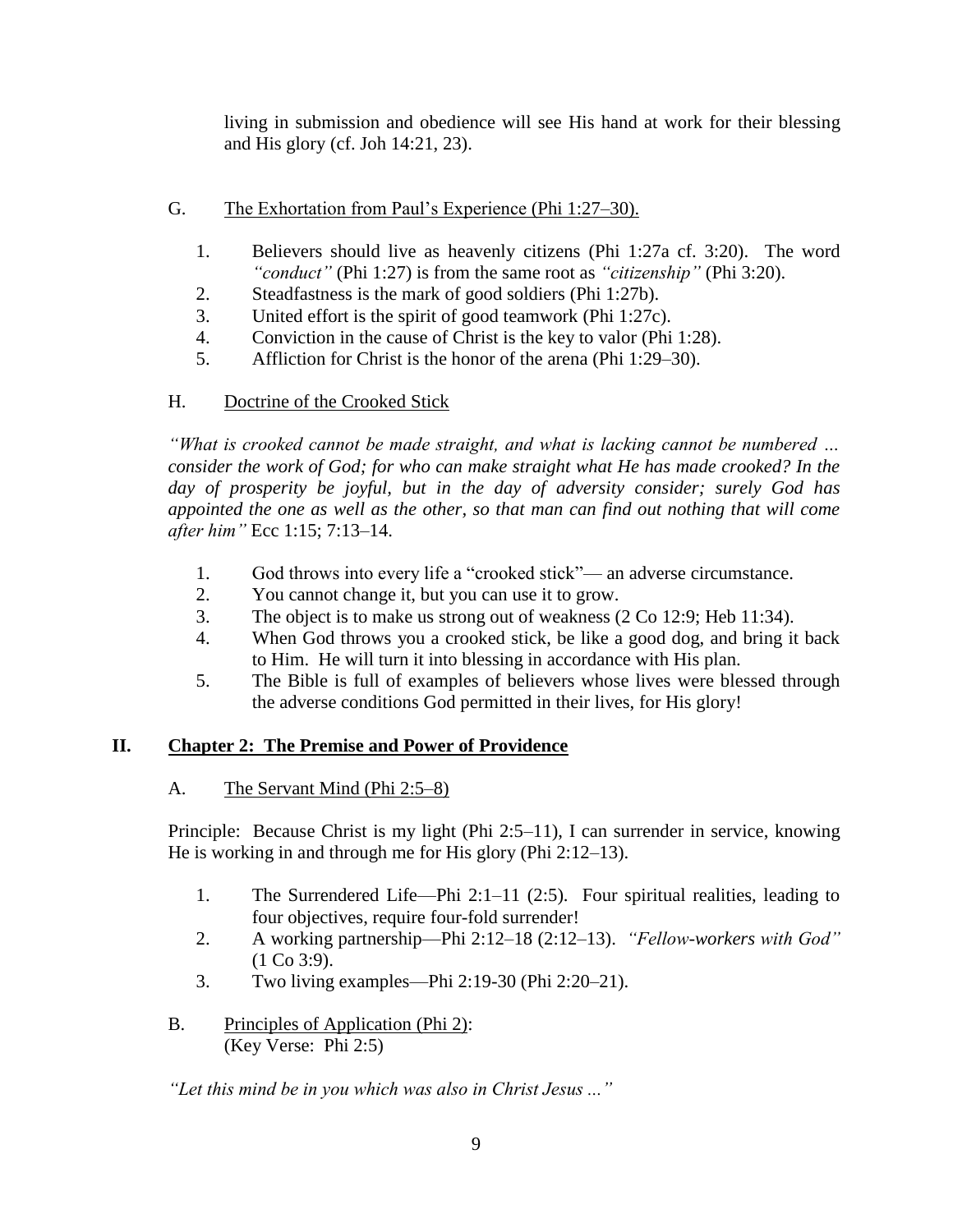living in submission and obedience will see His hand at work for their blessing and His glory (cf. Joh 14:21, 23).

G. <u>The Exhortation from Paul's Experience (Phi 1:27–30).</u>

1. Believers should live as heavenly citizens (Phi 1:27a cf. 3:20). The word *"conduct"* (Phi 1:27) is from the same root as *"citizenship"* (Phi 3:20).
2. Steadfastness is the mark of good soldiers (Phi 1:27b).
3. United effort is the spirit of good teamwork (Phi 1:27c).
4. Conviction in the cause of Christ is the key to valor (Phi 1:28).
5. Affliction for Christ is the honor of the arena (Phi 1:29–30).

H. <u>Doctrine of the Crooked Stick</u>

*"What is crooked cannot be made straight, and what is lacking cannot be numbered … consider the work of God; for who can make straight what He has made crooked? In the day of prosperity be joyful, but in the day of adversity consider; surely God has appointed the one as well as the other, so that man can find out nothing that will come after him"* Ecc 1:15; 7:13–14.

1. God throws into every life a "crooked stick"— an adverse circumstance.
2. You cannot change it, but you can use it to grow.
3. The object is to make us strong out of weakness (2 Co 12:9; Heb 11:34).
4. When God throws you a crooked stick, be like a good dog, and bring it back to Him. He will turn it into blessing in accordance with His plan.
5. The Bible is full of examples of believers whose lives were blessed through the adverse conditions God permitted in their lives, for His glory!

## II. <u>Chapter 2: The Premise and Power of Providence</u>

A. <u>The Servant Mind (Phi 2:5–8)</u>

Principle: Because Christ is my light (Phi 2:5–11), I can surrender in service, knowing He is working in and through me for His glory (Phi 2:12–13).

1. The Surrendered Life—Phi 2:1–11 (2:5). Four spiritual realities, leading to four objectives, require four-fold surrender!
2. A working partnership—Phi 2:12–18 (2:12–13). *"Fellow-workers with God"* (1 Co 3:9).
3. Two living examples—Phi 2:19-30 (Phi 2:20–21).

B. <u>Principles of Application (Phi 2)</u>:
(Key Verse: Phi 2:5)

*"Let this mind be in you which was also in Christ Jesus ..."*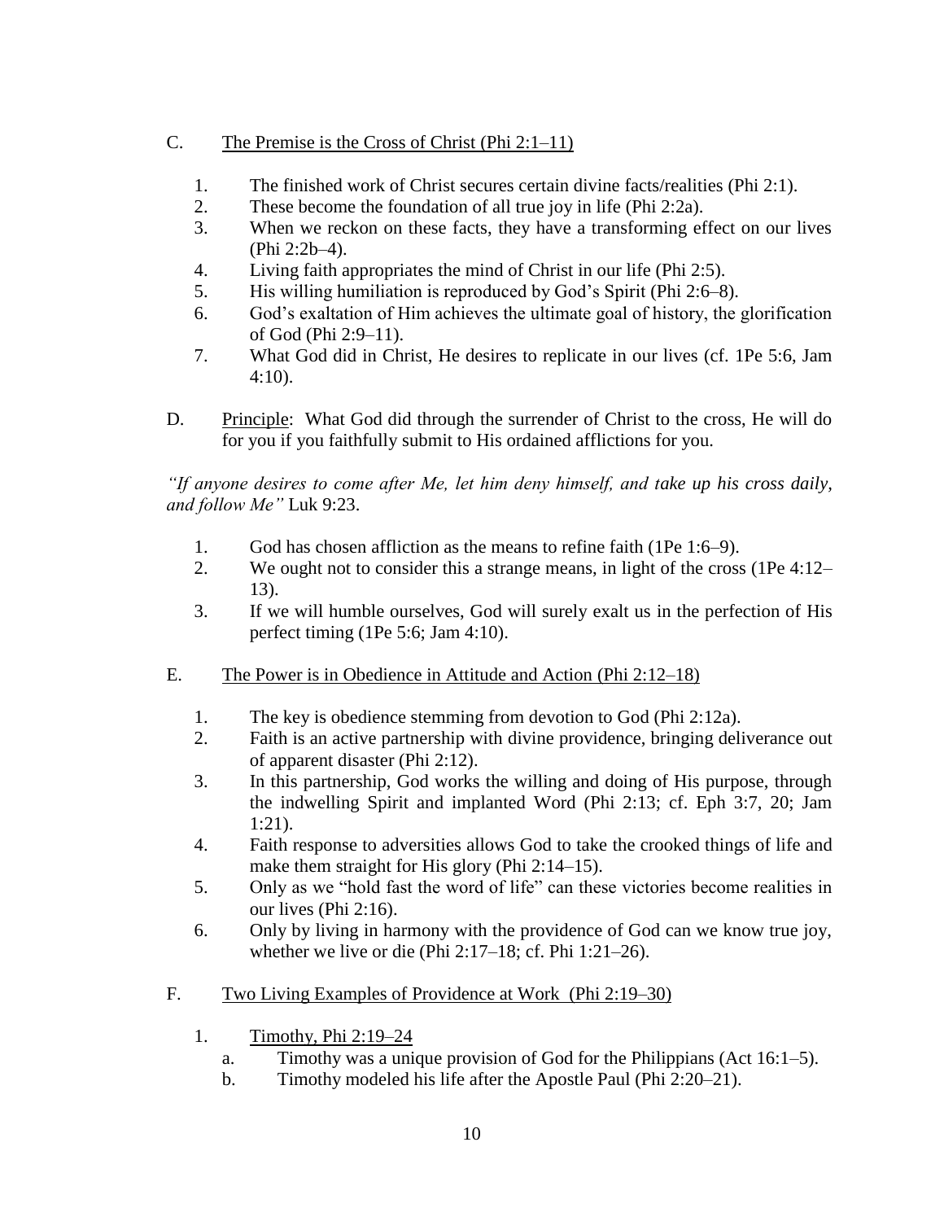C. <u>The Premise is the Cross of Christ (Phi 2:1–11)</u>

1. The finished work of Christ secures certain divine facts/realities (Phi 2:1).
2. These become the foundation of all true joy in life (Phi 2:2a).
3. When we reckon on these facts, they have a transforming effect on our lives (Phi 2:2b–4).
4. Living faith appropriates the mind of Christ in our life (Phi 2:5).
5. His willing humiliation is reproduced by God's Spirit (Phi 2:6–8).
6. God's exaltation of Him achieves the ultimate goal of history, the glorification of God (Phi 2:9–11).
7. What God did in Christ, He desires to replicate in our lives (cf. 1Pe 5:6, Jam 4:10).

D. <u>Principle</u>: What God did through the surrender of Christ to the cross, He will do for you if you faithfully submit to His ordained afflictions for you.

*"If anyone desires to come after Me, let him deny himself, and take up his cross daily, and follow Me"* Luk 9:23.

1. God has chosen affliction as the means to refine faith (1Pe 1:6–9).
2. We ought not to consider this a strange means, in light of the cross (1Pe 4:12–13).
3. If we will humble ourselves, God will surely exalt us in the perfection of His perfect timing (1Pe 5:6; Jam 4:10).

E. <u>The Power is in Obedience in Attitude and Action (Phi 2:12–18)</u>

1. The key is obedience stemming from devotion to God (Phi 2:12a).
2. Faith is an active partnership with divine providence, bringing deliverance out of apparent disaster (Phi 2:12).
3. In this partnership, God works the willing and doing of His purpose, through the indwelling Spirit and implanted Word (Phi 2:13; cf. Eph 3:7, 20; Jam 1:21).
4. Faith response to adversities allows God to take the crooked things of life and make them straight for His glory (Phi 2:14–15).
5. Only as we "hold fast the word of life" can these victories become realities in our lives (Phi 2:16).
6. Only by living in harmony with the providence of God can we know true joy, whether we live or die (Phi 2:17–18; cf. Phi 1:21–26).

F. <u>Two Living Examples of Providence at Work (Phi 2:19–30)</u>

1. <u>Timothy, Phi 2:19–24</u>
   a. Timothy was a unique provision of God for the Philippians (Act 16:1–5).
   b. Timothy modeled his life after the Apostle Paul (Phi 2:20–21).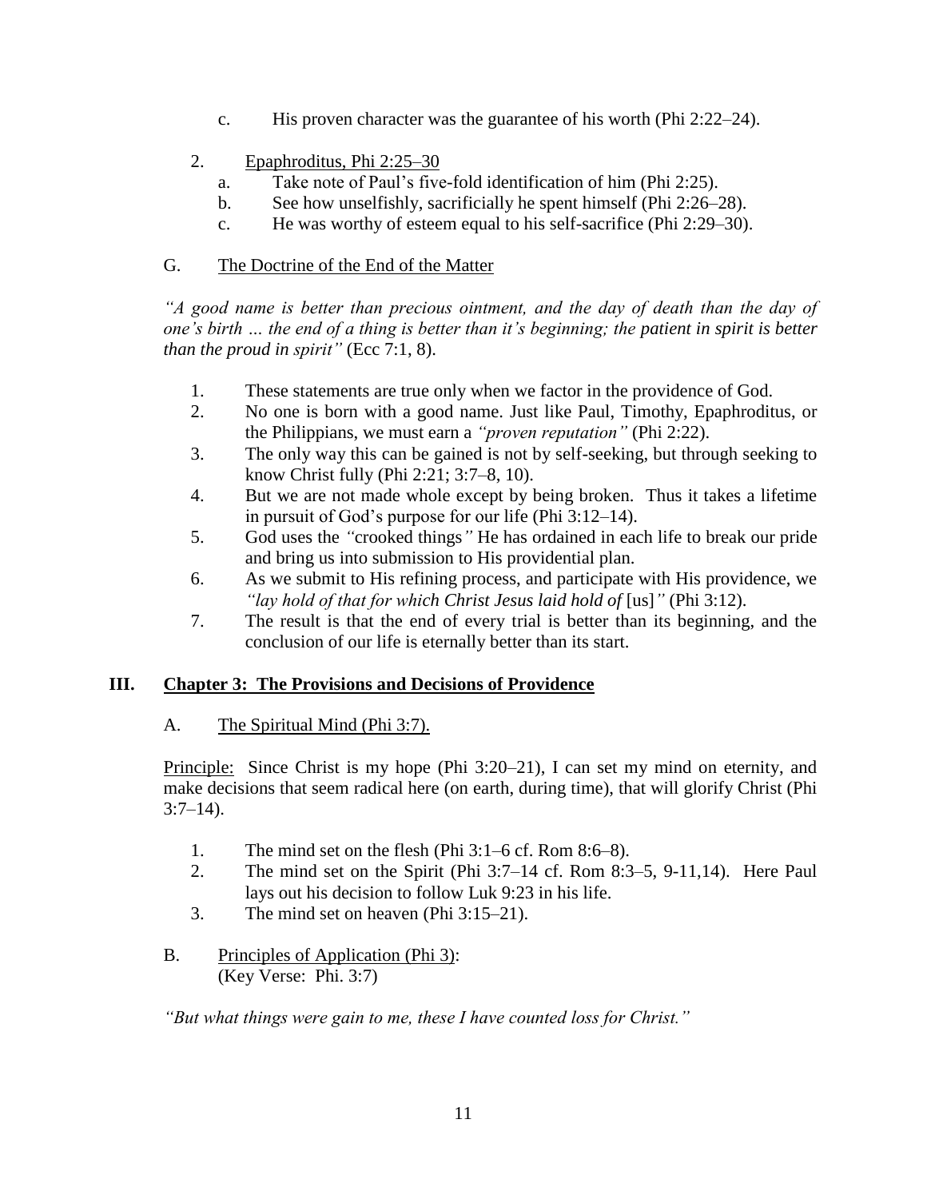c. His proven character was the guarantee of his worth (Phi 2:22–24).

2. Epaphroditus, Phi 2:25–30
   a. Take note of Paul's five-fold identification of him (Phi 2:25).
   b. See how unselfishly, sacrificially he spent himself (Phi 2:26–28).
   c. He was worthy of esteem equal to his self-sacrifice (Phi 2:29–30).

### G. The Doctrine of the End of the Matter

*"A good name is better than precious ointment, and the day of death than the day of one's birth … the end of a thing is better than it's beginning; the patient in spirit is better than the proud in spirit"* (Ecc 7:1, 8).

1. These statements are true only when we factor in the providence of God.
2. No one is born with a good name. Just like Paul, Timothy, Epaphroditus, or the Philippians, we must earn a *"proven reputation"* (Phi 2:22).
3. The only way this can be gained is not by self-seeking, but through seeking to know Christ fully (Phi 2:21; 3:7–8, 10).
4. But we are not made whole except by being broken. Thus it takes a lifetime in pursuit of God's purpose for our life (Phi 3:12–14).
5. God uses the *"*crooked things*"* He has ordained in each life to break our pride and bring us into submission to His providential plan.
6. As we submit to His refining process, and participate with His providence, we *"lay hold of that for which Christ Jesus laid hold of* [us]*"* (Phi 3:12).
7. The result is that the end of every trial is better than its beginning, and the conclusion of our life is eternally better than its start.

## III. Chapter 3: The Provisions and Decisions of Providence

### A. The Spiritual Mind (Phi 3:7).

Principle: Since Christ is my hope (Phi 3:20–21), I can set my mind on eternity, and make decisions that seem radical here (on earth, during time), that will glorify Christ (Phi 3:7–14).

1. The mind set on the flesh (Phi 3:1–6 cf. Rom 8:6–8).
2. The mind set on the Spirit (Phi 3:7–14 cf. Rom 8:3–5, 9-11,14). Here Paul lays out his decision to follow Luk 9:23 in his life.
3. The mind set on heaven (Phi 3:15–21).

### B. Principles of Application (Phi 3):
(Key Verse: Phi. 3:7)

*"But what things were gain to me, these I have counted loss for Christ."*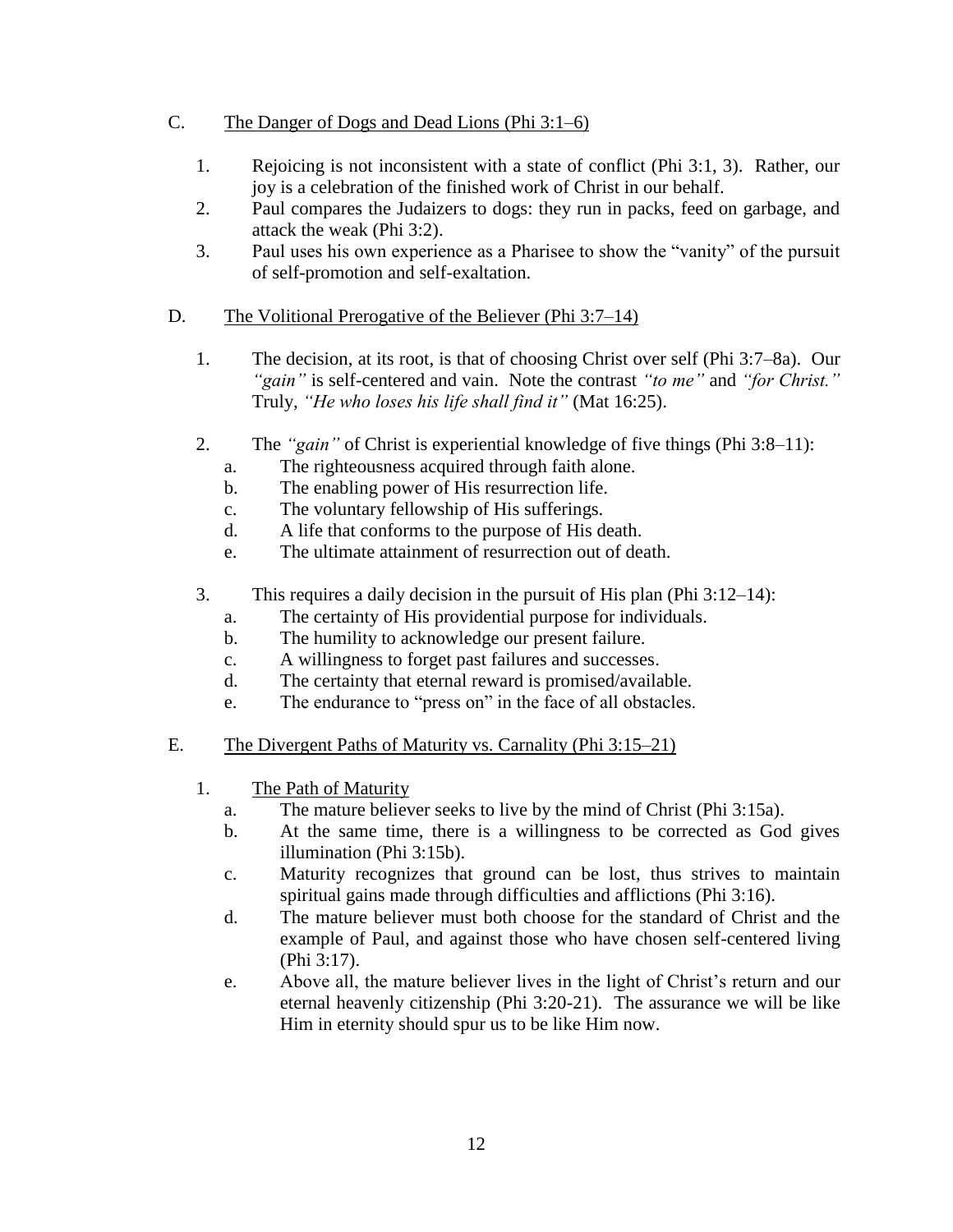C. <u>The Danger of Dogs and Dead Lions (Phi 3:1–6)</u>

1. Rejoicing is not inconsistent with a state of conflict (Phi 3:1, 3). Rather, our joy is a celebration of the finished work of Christ in our behalf.
2. Paul compares the Judaizers to dogs: they run in packs, feed on garbage, and attack the weak (Phi 3:2).
3. Paul uses his own experience as a Pharisee to show the "vanity" of the pursuit of self-promotion and self-exaltation.

D. <u>The Volitional Prerogative of the Believer (Phi 3:7–14)</u>

1. The decision, at its root, is that of choosing Christ over self (Phi 3:7–8a). Our *"gain"* is self-centered and vain. Note the contrast *"to me"* and *"for Christ."* Truly, *"He who loses his life shall find it"* (Mat 16:25).

2. The *"gain"* of Christ is experiential knowledge of five things (Phi 3:8–11):
   a. The righteousness acquired through faith alone.
   b. The enabling power of His resurrection life.
   c. The voluntary fellowship of His sufferings.
   d. A life that conforms to the purpose of His death.
   e. The ultimate attainment of resurrection out of death.

3. This requires a daily decision in the pursuit of His plan (Phi 3:12–14):
   a. The certainty of His providential purpose for individuals.
   b. The humility to acknowledge our present failure.
   c. A willingness to forget past failures and successes.
   d. The certainty that eternal reward is promised/available.
   e. The endurance to "press on" in the face of all obstacles.

E. <u>The Divergent Paths of Maturity vs. Carnality (Phi 3:15–21)</u>

1. <u>The Path of Maturity</u>
   a. The mature believer seeks to live by the mind of Christ (Phi 3:15a).
   b. At the same time, there is a willingness to be corrected as God gives illumination (Phi 3:15b).
   c. Maturity recognizes that ground can be lost, thus strives to maintain spiritual gains made through difficulties and afflictions (Phi 3:16).
   d. The mature believer must both choose for the standard of Christ and the example of Paul, and against those who have chosen self-centered living (Phi 3:17).
   e. Above all, the mature believer lives in the light of Christ's return and our eternal heavenly citizenship (Phi 3:20-21). The assurance we will be like Him in eternity should spur us to be like Him now.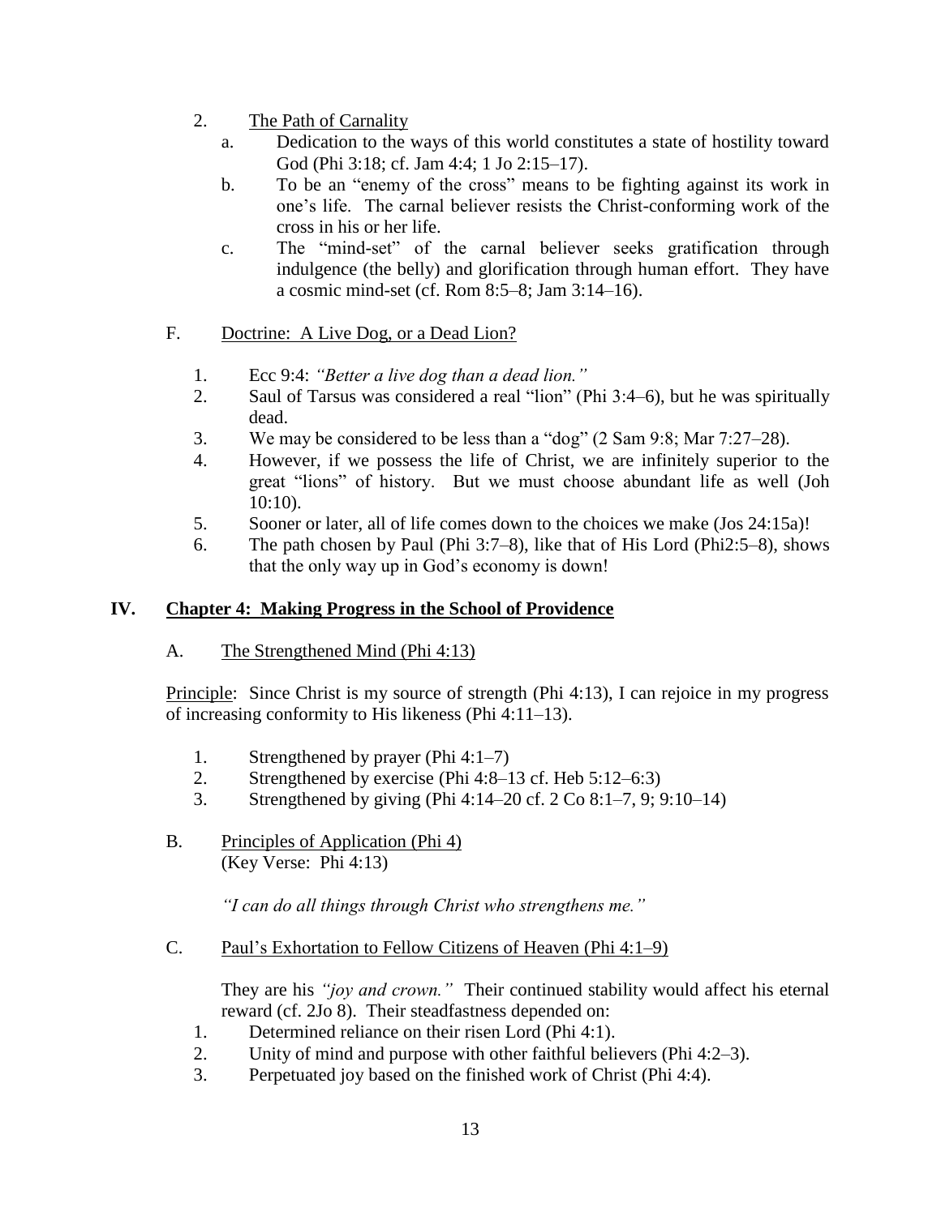2. <u>The Path of Carnality</u>
   a. Dedication to the ways of this world constitutes a state of hostility toward God (Phi 3:18; cf. Jam 4:4; 1 Jo 2:15–17).
   b. To be an "enemy of the cross" means to be fighting against its work in one's life. The carnal believer resists the Christ-conforming work of the cross in his or her life.
   c. The "mind-set" of the carnal believer seeks gratification through indulgence (the belly) and glorification through human effort. They have a cosmic mind-set (cf. Rom 8:5–8; Jam 3:14–16).

F. <u>Doctrine: A Live Dog, or a Dead Lion?</u>

1. Ecc 9:4: *"Better a live dog than a dead lion."*
2. Saul of Tarsus was considered a real "lion" (Phi 3:4–6), but he was spiritually dead.
3. We may be considered to be less than a "dog" (2 Sam 9:8; Mar 7:27–28).
4. However, if we possess the life of Christ, we are infinitely superior to the great "lions" of history. But we must choose abundant life as well (Joh 10:10).
5. Sooner or later, all of life comes down to the choices we make (Jos 24:15a)!
6. The path chosen by Paul (Phi 3:7–8), like that of His Lord (Phi2:5–8), shows that the only way up in God's economy is down!

## IV. <u>Chapter 4: Making Progress in the School of Providence</u>

A. <u>The Strengthened Mind (Phi 4:13)</u>

<u>Principle</u>: Since Christ is my source of strength (Phi 4:13), I can rejoice in my progress of increasing conformity to His likeness (Phi 4:11–13).

1. Strengthened by prayer (Phi 4:1–7)
2. Strengthened by exercise (Phi 4:8–13 cf. Heb 5:12–6:3)
3. Strengthened by giving (Phi 4:14–20 cf. 2 Co 8:1–7, 9; 9:10–14)

B. <u>Principles of Application (Phi 4)</u>
(Key Verse: Phi 4:13)

*"I can do all things through Christ who strengthens me."*

C. <u>Paul's Exhortation to Fellow Citizens of Heaven (Phi 4:1–9)</u>

They are his *"joy and crown."* Their continued stability would affect his eternal reward (cf. 2Jo 8). Their steadfastness depended on:

1. Determined reliance on their risen Lord (Phi 4:1).
2. Unity of mind and purpose with other faithful believers (Phi 4:2–3).
3. Perpetuated joy based on the finished work of Christ (Phi 4:4).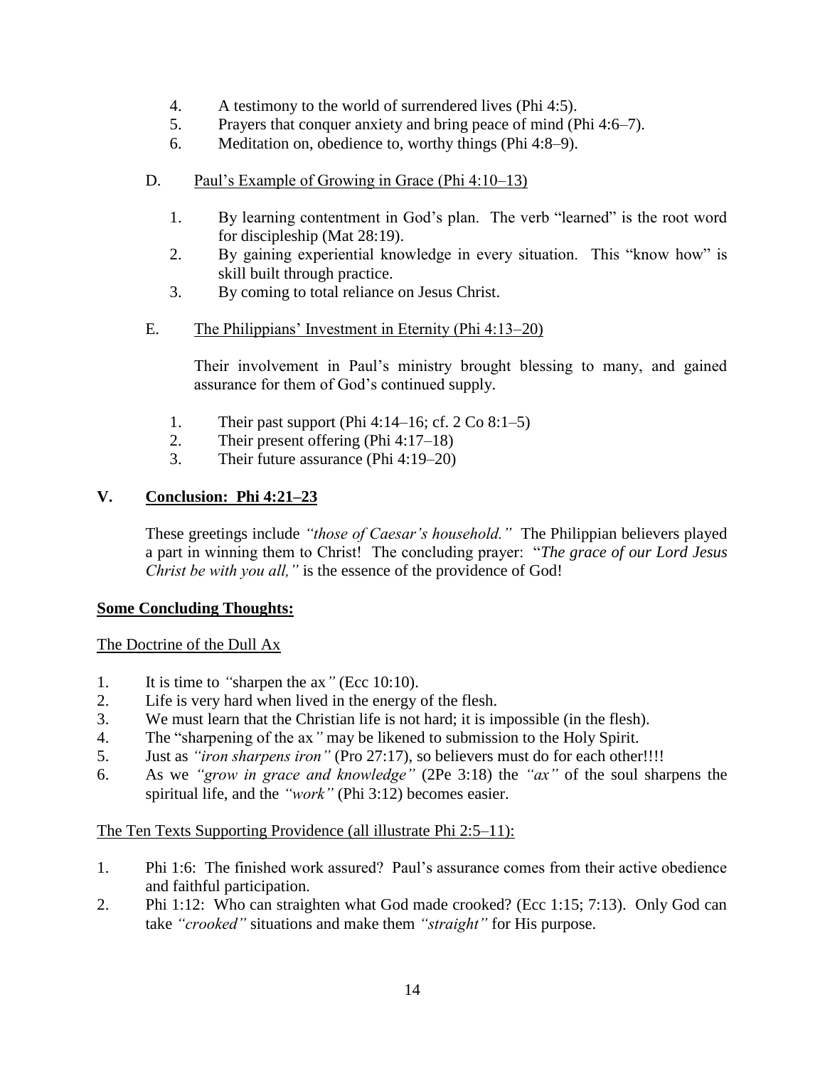4. A testimony to the world of surrendered lives (Phi 4:5).
5. Prayers that conquer anxiety and bring peace of mind (Phi 4:6–7).
6. Meditation on, obedience to, worthy things (Phi 4:8–9).

D. <u>Paul's Example of Growing in Grace (Phi 4:10–13)</u>

1. By learning contentment in God's plan. The verb "learned" is the root word for discipleship (Mat 28:19).
2. By gaining experiential knowledge in every situation. This "know how" is skill built through practice.
3. By coming to total reliance on Jesus Christ.

E. <u>The Philippians' Investment in Eternity (Phi 4:13–20)</u>

Their involvement in Paul's ministry brought blessing to many, and gained assurance for them of God's continued supply.

1. Their past support (Phi 4:14–16; cf. 2 Co 8:1–5)
2. Their present offering (Phi 4:17–18)
3. Their future assurance (Phi 4:19–20)

## V. <u>Conclusion: Phi 4:21–23</u>

These greetings include *"those of Caesar's household."* The Philippian believers played a part in winning them to Christ! The concluding prayer: "*The grace of our Lord Jesus Christ be with you all,"* is the essence of the providence of God!

**<u>Some Concluding Thoughts:</u>**

<u>The Doctrine of the Dull Ax</u>

1. It is time to *"*sharpen the ax*"* (Ecc 10:10).
2. Life is very hard when lived in the energy of the flesh.
3. We must learn that the Christian life is not hard; it is impossible (in the flesh).
4. The "sharpening of the ax*"* may be likened to submission to the Holy Spirit.
5. Just as *"iron sharpens iron"* (Pro 27:17), so believers must do for each other!!!!
6. As we *"grow in grace and knowledge"* (2Pe 3:18) the *"ax"* of the soul sharpens the spiritual life, and the *"work"* (Phi 3:12) becomes easier.

<u>The Ten Texts Supporting Providence (all illustrate Phi 2:5–11):</u>

1. Phi 1:6: The finished work assured? Paul's assurance comes from their active obedience and faithful participation.
2. Phi 1:12: Who can straighten what God made crooked? (Ecc 1:15; 7:13). Only God can take *"crooked"* situations and make them *"straight"* for His purpose.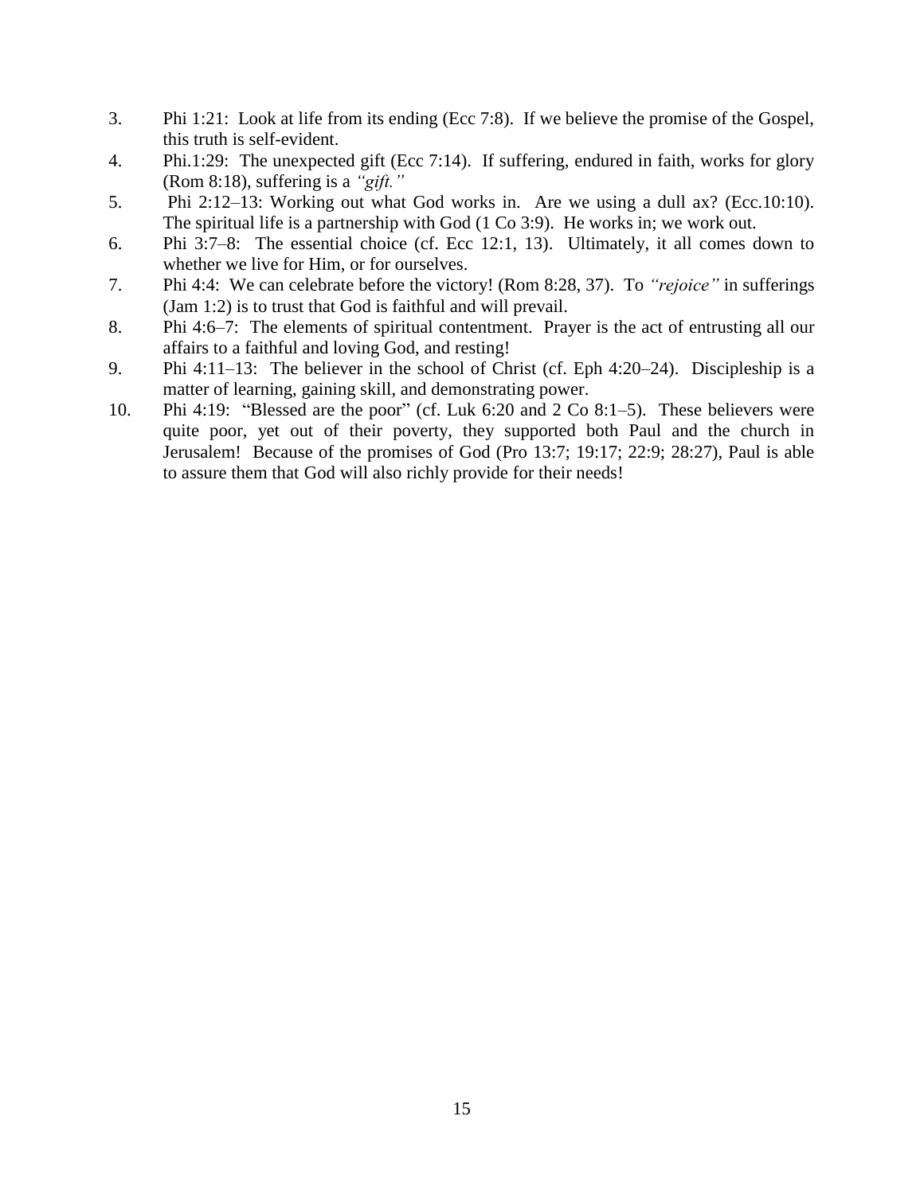3. Phi 1:21: Look at life from its ending (Ecc 7:8). If we believe the promise of the Gospel, this truth is self-evident.
4. Phi.1:29: The unexpected gift (Ecc 7:14). If suffering, endured in faith, works for glory (Rom 8:18), suffering is a *"gift."*
5. Phi 2:12–13: Working out what God works in. Are we using a dull ax? (Ecc.10:10). The spiritual life is a partnership with God (1 Co 3:9). He works in; we work out.
6. Phi 3:7–8: The essential choice (cf. Ecc 12:1, 13). Ultimately, it all comes down to whether we live for Him, or for ourselves.
7. Phi 4:4: We can celebrate before the victory! (Rom 8:28, 37). To *"rejoice"* in sufferings (Jam 1:2) is to trust that God is faithful and will prevail.
8. Phi 4:6–7: The elements of spiritual contentment. Prayer is the act of entrusting all our affairs to a faithful and loving God, and resting!
9. Phi 4:11–13: The believer in the school of Christ (cf. Eph 4:20–24). Discipleship is a matter of learning, gaining skill, and demonstrating power.
10. Phi 4:19: "Blessed are the poor" (cf. Luk 6:20 and 2 Co 8:1–5). These believers were quite poor, yet out of their poverty, they supported both Paul and the church in Jerusalem! Because of the promises of God (Pro 13:7; 19:17; 22:9; 28:27), Paul is able to assure them that God will also richly provide for their needs!